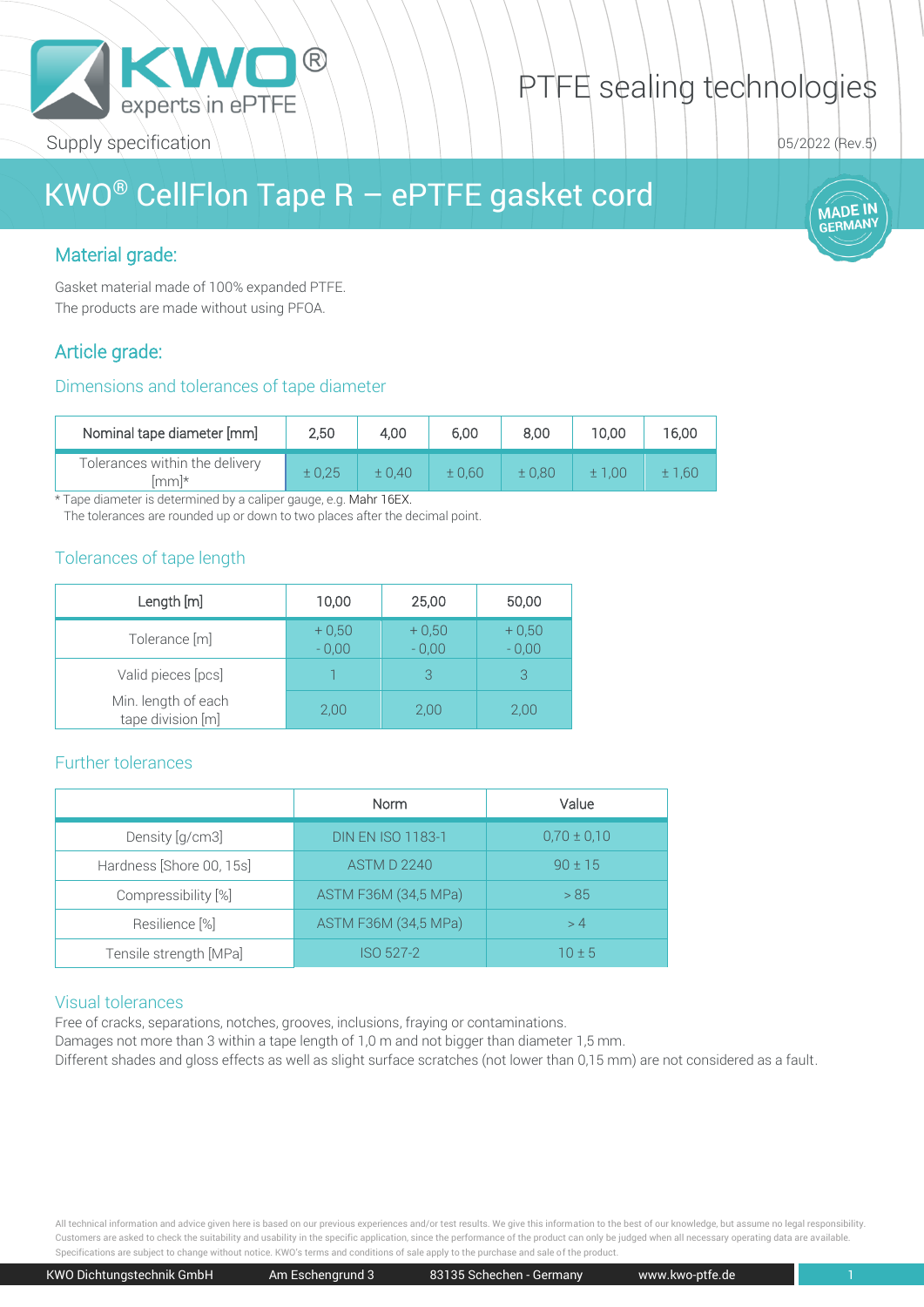Supply specification

PTFE sealing technologies

05/2022 (Rev.5)

# KWO® CellFlon Tape R – ePTFE gasket cord

MADE IN GERMANY

## Material grade:

Gasket material made of 100% expanded PTFE.
The products are made without using PFOA.

## Article grade:

### Dimensions and tolerances of tape diameter

| Nominal tape diameter [mm] | 2,50 | 4,00 | 6,00 | 8,00 | 10,00 | 16,00 |
|---|---|---|---|---|---|---|
| Tolerances within the delivery [mm]* | ± 0,25 | ± 0,40 | ± 0,60 | ± 0,80 | ± 1,00 | ± 1,60 |

* Tape diameter is determined by a caliper gauge, e.g. Mahr 16EX.
  The tolerances are rounded up or down to two places after the decimal point.

### Tolerances of tape length

| Length [m] | 10,00 | 25,00 | 50,00 |
|---|---|---|---|
| Tolerance [m] | + 0,50 - 0,00 | + 0,50 - 0,00 | + 0,50 - 0,00 |
| Valid pieces [pcs] | 1 | 3 | 3 |
| Min. length of each tape division [m] | 2,00 | 2,00 | 2,00 |

### Further tolerances

| | Norm | Value |
|---|---|---|
| Density [g/cm3] | DIN EN ISO 1183-1 | 0,70 ± 0,10 |
| Hardness [Shore 00, 15s] | ASTM D 2240 | 90 ± 15 |
| Compressibility [%] | ASTM F36M (34,5 MPa) | > 85 |
| Resilience [%] | ASTM F36M (34,5 MPa) | > 4 |
| Tensile strength [MPa] | ISO 527-2 | 10 ± 5 |

### Visual tolerances

Free of cracks, separations, notches, grooves, inclusions, fraying or contaminations.
Damages not more than 3 within a tape length of 1,0 m and not bigger than diameter 1,5 mm.
Different shades and gloss effects as well as slight surface scratches (not lower than 0,15 mm) are not considered as a fault.

All technical information and advice given here is based on our previous experiences and/or test results. We give this information to the best of our knowledge, but assume no legal responsibility. Customers are asked to check the suitability and usability in the specific application, since the performance of the product can only be judged when all necessary operating data are available. Specifications are subject to change without notice. KWO's terms and conditions of sale apply to the purchase and sale of the product.

KWO Dichtungstechnik GmbH | Am Eschengrund 3 | 83135 Schechen - Germany | www.kwo-ptfe.de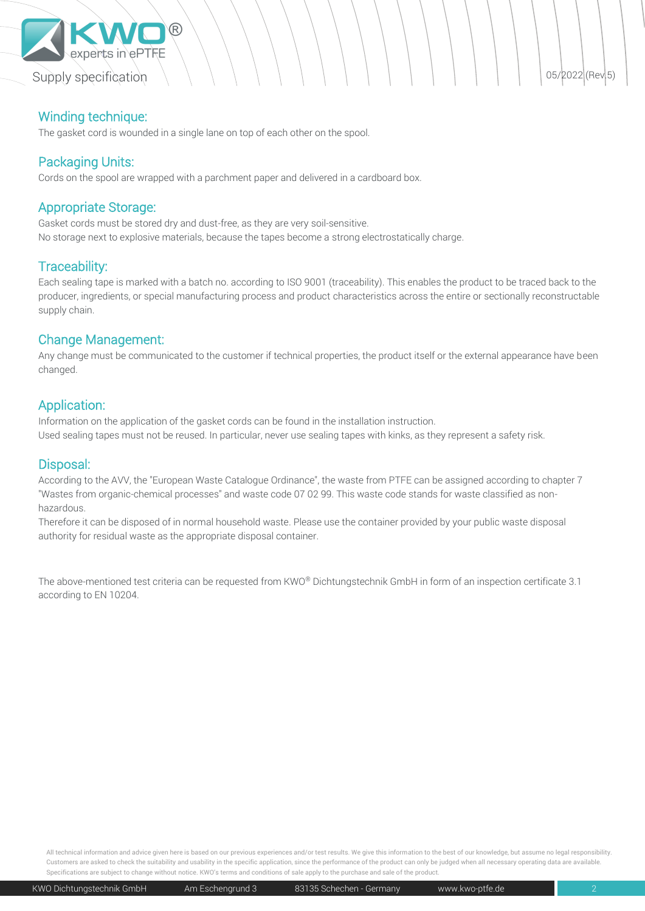## Winding technique:

The gasket cord is wounded in a single lane on top of each other on the spool.

## Packaging Units:

Cords on the spool are wrapped with a parchment paper and delivered in a cardboard box.

## Appropriate Storage:

Gasket cords must be stored dry and dust-free, as they are very soil-sensitive.
No storage next to explosive materials, because the tapes become a strong electrostatically charge.

## Traceability:

Each sealing tape is marked with a batch no. according to ISO 9001 (traceability). This enables the product to be traced back to the producer, ingredients, or special manufacturing process and product characteristics across the entire or sectionally reconstructable supply chain.

## Change Management:

Any change must be communicated to the customer if technical properties, the product itself or the external appearance have been changed.

## Application:

Information on the application of the gasket cords can be found in the installation instruction.
Used sealing tapes must not be reused. In particular, never use sealing tapes with kinks, as they represent a safety risk.

## Disposal:

According to the AVV, the "European Waste Catalogue Ordinance", the waste from PTFE can be assigned according to chapter 7 "Wastes from organic-chemical processes" and waste code 07 02 99. This waste code stands for waste classified as non-hazardous.
Therefore it can be disposed of in normal household waste. Please use the container provided by your public waste disposal authority for residual waste as the appropriate disposal container.

The above-mentioned test criteria can be requested from KWO® Dichtungstechnik GmbH in form of an inspection certificate 3.1 according to EN 10204.

All technical information and advice given here is based on our previous experiences and/or test results. We give this information to the best of our knowledge, but assume no legal responsibility. Customers are asked to check the suitability and usability in the specific application, since the performance of the product can only be judged when all necessary operating data are available. Specifications are subject to change without notice. KWO's terms and conditions of sale apply to the purchase and sale of the product.